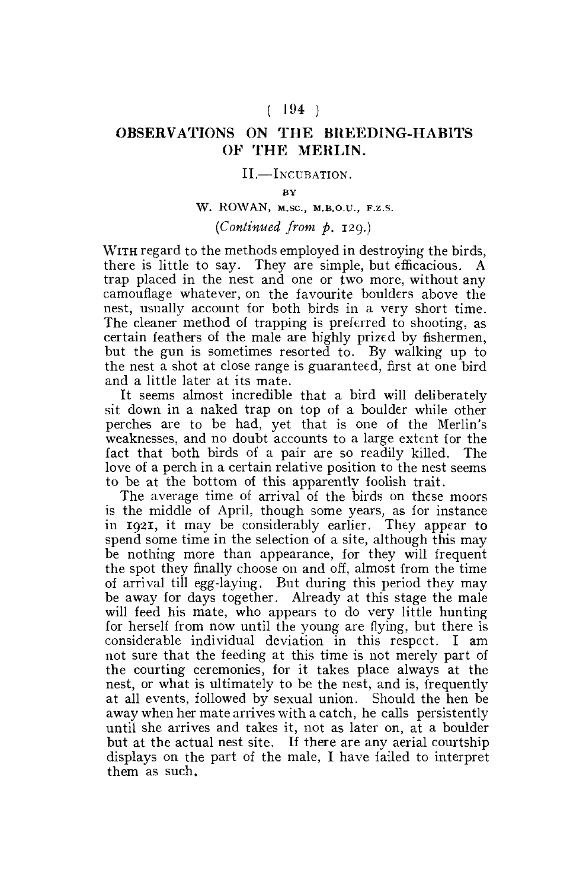# OBSERVATIONS ON THE BREEDING-HABITS OF THE MERLIN.

## II.—Incubation.

BY

W. ROWAN, M.SC., M.B.O.U., F.Z.S.

*(Continued from p. 129.)*

WITH regard to the methods employed in destroying the birds, there is little to say. They are simple, but efficacious. A trap placed in the nest and one or two more, without any camouflage whatever, on the favourite boulders above the nest, usually account for both birds in a very short time. The cleaner method of trapping is preferred to shooting, as certain feathers of the male are highly prized by fishermen, but the gun is sometimes resorted to. By walking up to the nest a shot at close range is guaranteed, first at one bird and a little later at its mate.

It seems almost incredible that a bird will deliberately sit down in a naked trap on top of a boulder while other perches are to be had, yet that is one of the Merlin's weaknesses, and no doubt accounts to a large extent for the fact that both birds of a pair are so readily killed. The love of a perch in a certain relative position to the nest seems to be at the bottom of this apparently foolish trait.

The average time of arrival of the birds on these moors is the middle of April, though some years, as for instance in 1921, it may be considerably earlier. They appear to spend some time in the selection of a site, although this may be nothing more than appearance, for they will frequent the spot they finally choose on and off, almost from the time of arrival till egg-laying. But during this period they may be away for days together. Already at this stage the male will feed his mate, who appears to do very little hunting for herself from now until the young are flying, but there is considerable individual deviation in this respect. I am not sure that the feeding at this time is not merely part of the courting ceremonies, for it takes place always at the nest, or what is ultimately to be the nest, and is, frequently at all events, followed by sexual union. Should the hen be away when her mate arrives with a catch, he calls persistently until she arrives and takes it, not as later on, at a boulder but at the actual nest site. If there are any aerial courtship displays on the part of the male, I have failed to interpret them as such.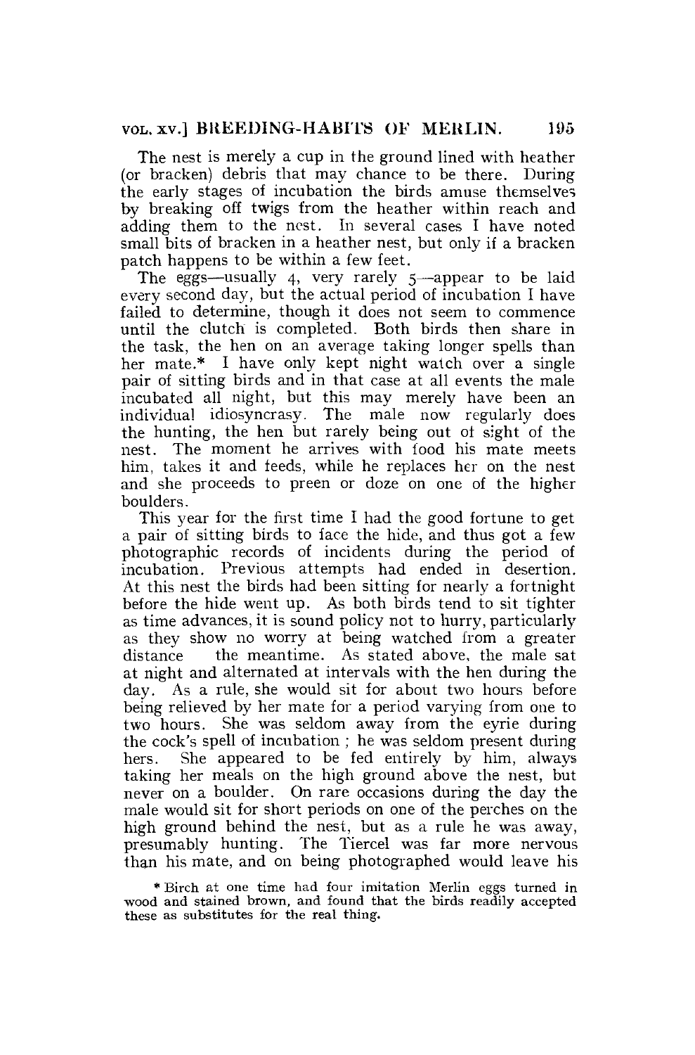The nest is merely a cup in the ground lined with heather (or bracken) debris that may chance to be there. During the early stages of incubation the birds amuse themselves by breaking off twigs from the heather within reach and adding them to the nest. In several cases I have noted small bits of bracken in a heather nest, but only if a bracken patch happens to be within a few feet.

The eggs—usually 4, very rarely 5—appear to be laid every second day, but the actual period of incubation I have failed to determine, though it does not seem to commence until the clutch is completed. Both birds then share in the task, the hen on an average taking longer spells than her mate.* I have only kept night watch over a single pair of sitting birds and in that case at all events the male incubated all night, but this may merely have been an individual idiosyncrasy. The male now regularly does the hunting, the hen but rarely being out of sight of the nest. The moment he arrives with food his mate meets him, takes it and feeds, while he replaces her on the nest and she proceeds to preen or doze on one of the higher boulders.

This year for the first time I had the good fortune to get a pair of sitting birds to face the hide, and thus got a few photographic records of incidents during the period of incubation. Previous attempts had ended in desertion. At this nest the birds had been sitting for nearly a fortnight before the hide went up. As both birds tend to sit tighter as time advances, it is sound policy not to hurry, particularly as they show no worry at being watched from a greater distance the meantime. As stated above, the male sat at night and alternated at intervals with the hen during the day. As a rule, she would sit for about two hours before being relieved by her mate for a period varying from one to two hours. She was seldom away from the eyrie during the cock's spell of incubation; he was seldom present during hers. She appeared to be fed entirely by him, always taking her meals on the high ground above the nest, but never on a boulder. On rare occasions during the day the male would sit for short periods on one of the perches on the high ground behind the nest, but as a rule he was away, presumably hunting. The Tiercel was far more nervous than his mate, and on being photographed would leave his

* Birch at one time had four imitation Merlin eggs turned in wood and stained brown, and found that the birds readily accepted these as substitutes for the real thing.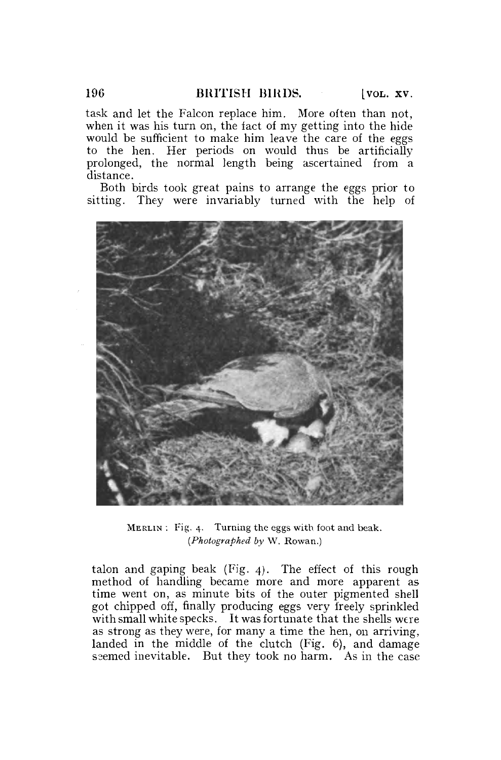task and let the Falcon replace him. More often than not, when it was his turn on, the fact of my getting into the hide would be sufficient to make him leave the care of the eggs to the hen. Her periods on would thus be artificially prolonged, the normal length being ascertained from a distance.

Both birds took great pains to arrange the eggs prior to sitting. They were invariably turned with the help of

MERLIN: Fig. 4. Turning the eggs with foot and beak. (*Photographed by* W. Rowan.)

talon and gaping beak (Fig. 4). The effect of this rough method of handling became more and more apparent as time went on, as minute bits of the outer pigmented shell got chipped off, finally producing eggs very freely sprinkled with small white specks. It was fortunate that the shells were as strong as they were, for many a time the hen, on arriving, landed in the middle of the clutch (Fig. 6), and damage seemed inevitable. But they took no harm. As in the case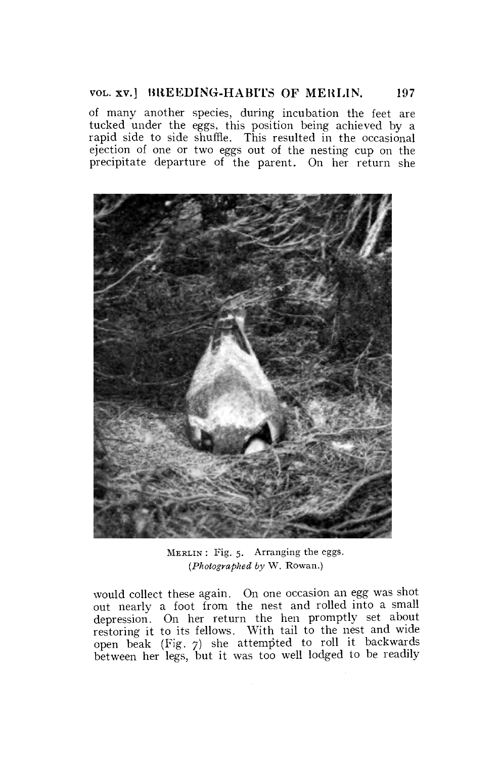of many another species, during incubation the feet are tucked under the eggs, this position being achieved by a rapid side to side shuffle. This resulted in the occasional ejection of one or two eggs out of the nesting cup on the precipitate departure of the parent. On her return she

MERLIN : Fig. 5. Arranging the eggs.
(*Photographed by* W. Rowan.)

would collect these again. On one occasion an egg was shot out nearly a foot from the nest and rolled into a small depression. On her return the hen promptly set about restoring it to its fellows. With tail to the nest and wide open beak (Fig. 7) she attempted to roll it backwards between her legs, but it was too well lodged to be readily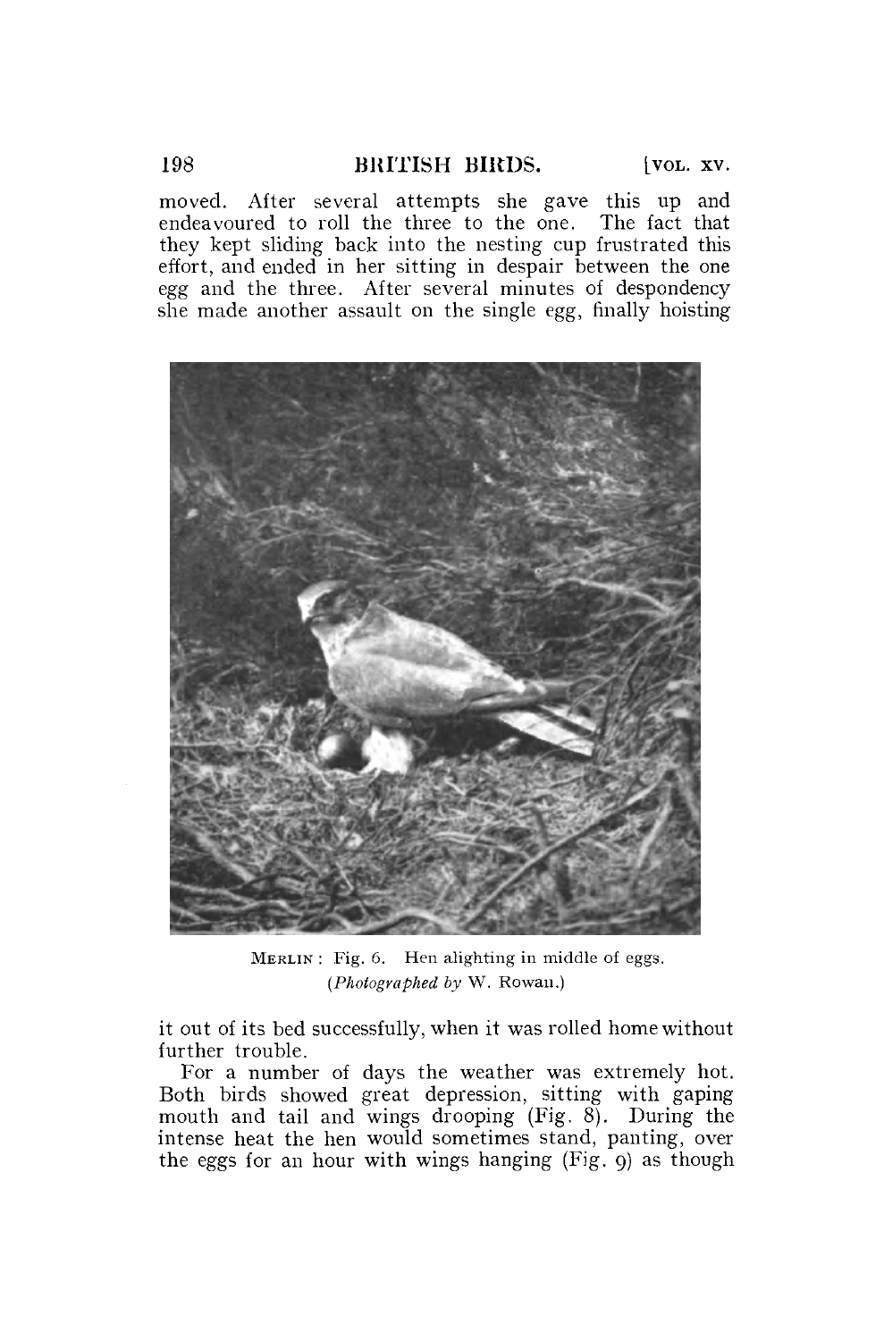moved. After several attempts she gave this up and endeavoured to roll the three to the one. The fact that they kept sliding back into the nesting cup frustrated this effort, and ended in her sitting in despair between the one egg and the three. After several minutes of despondency she made another assault on the single egg, finally hoisting

MERLIN : Fig. 6. Hen alighting in middle of eggs.
(*Photographed by* W. Rowan.)

it out of its bed successfully, when it was rolled home without further trouble.

For a number of days the weather was extremely hot. Both birds showed great depression, sitting with gaping mouth and tail and wings drooping (Fig. 8). During the intense heat the hen would sometimes stand, panting, over the eggs for an hour with wings hanging (Fig. 9) as though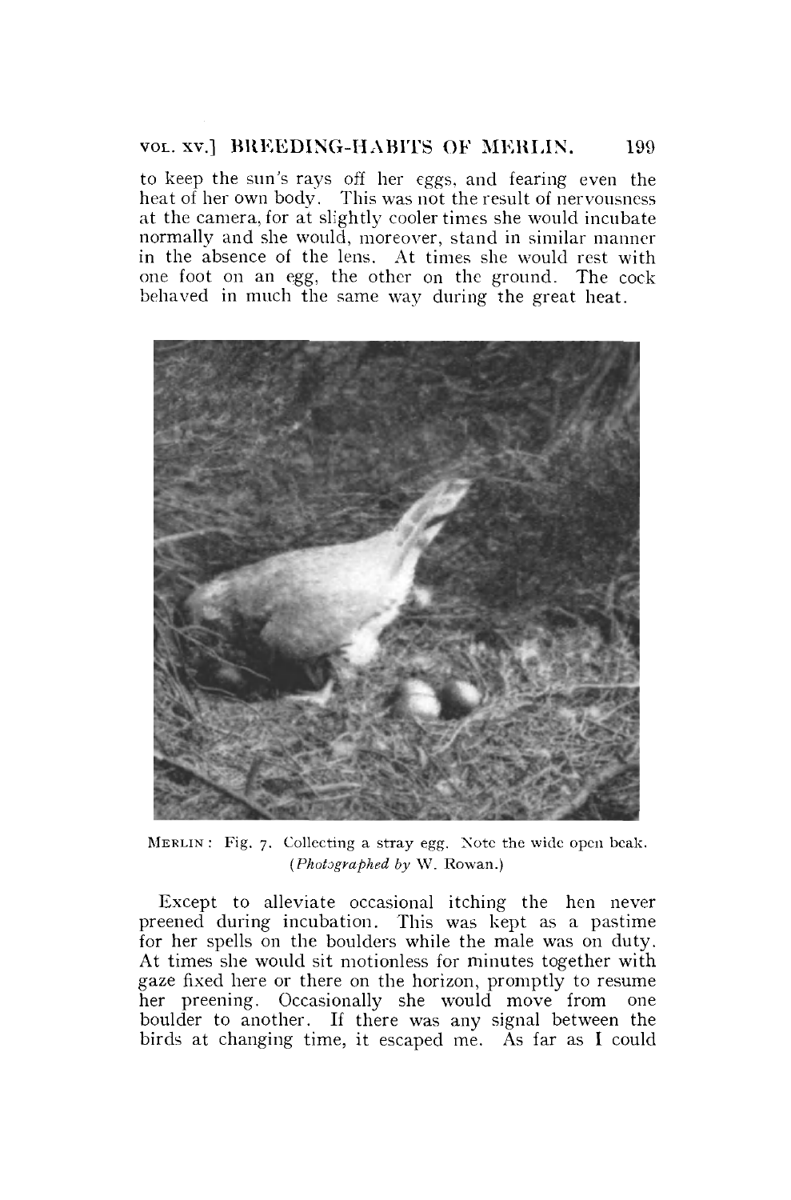to keep the sun's rays off her eggs, and fearing even the heat of her own body. This was not the result of nervousness at the camera, for at slightly cooler times she would incubate normally and she would, moreover, stand in similar manner in the absence of the lens. At times she would rest with one foot on an egg, the other on the ground. The cock behaved in much the same way during the great heat.

MERLIN: Fig. 7. Collecting a stray egg. Note the wide open beak. (*Photographed by* W. Rowan.)

Except to alleviate occasional itching the hen never preened during incubation. This was kept as a pastime for her spells on the boulders while the male was on duty. At times she would sit motionless for minutes together with gaze fixed here or there on the horizon, promptly to resume her preening. Occasionally she would move from one boulder to another. If there was any signal between the birds at changing time, it escaped me. As far as I could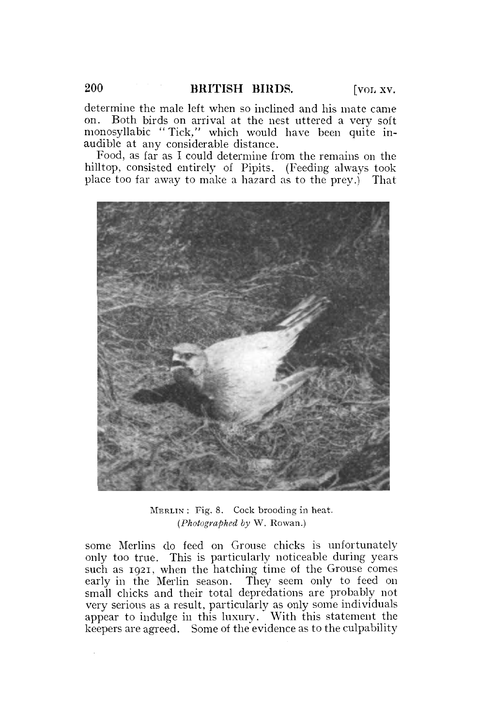determine the male left when so inclined and his mate came on. Both birds on arrival at the nest uttered a very soft monosyllabic "Tick," which would have been quite inaudible at any considerable distance.

Food, as far as I could determine from the remains on the hilltop, consisted entirely of Pipits. (Feeding always took place too far away to make a hazard as to the prey.) That

MERLIN: Fig. 8. Cock brooding in heat.
(*Photographed by* W. Rowan.)

some Merlins do feed on Grouse chicks is unfortunately only too true. This is particularly noticeable during years such as 1921, when the hatching time of the Grouse comes early in the Merlin season. They seem only to feed on small chicks and their total depredations are probably not very serious as a result, particularly as only some individuals appear to indulge in this luxury. With this statement the keepers are agreed. Some of the evidence as to the culpability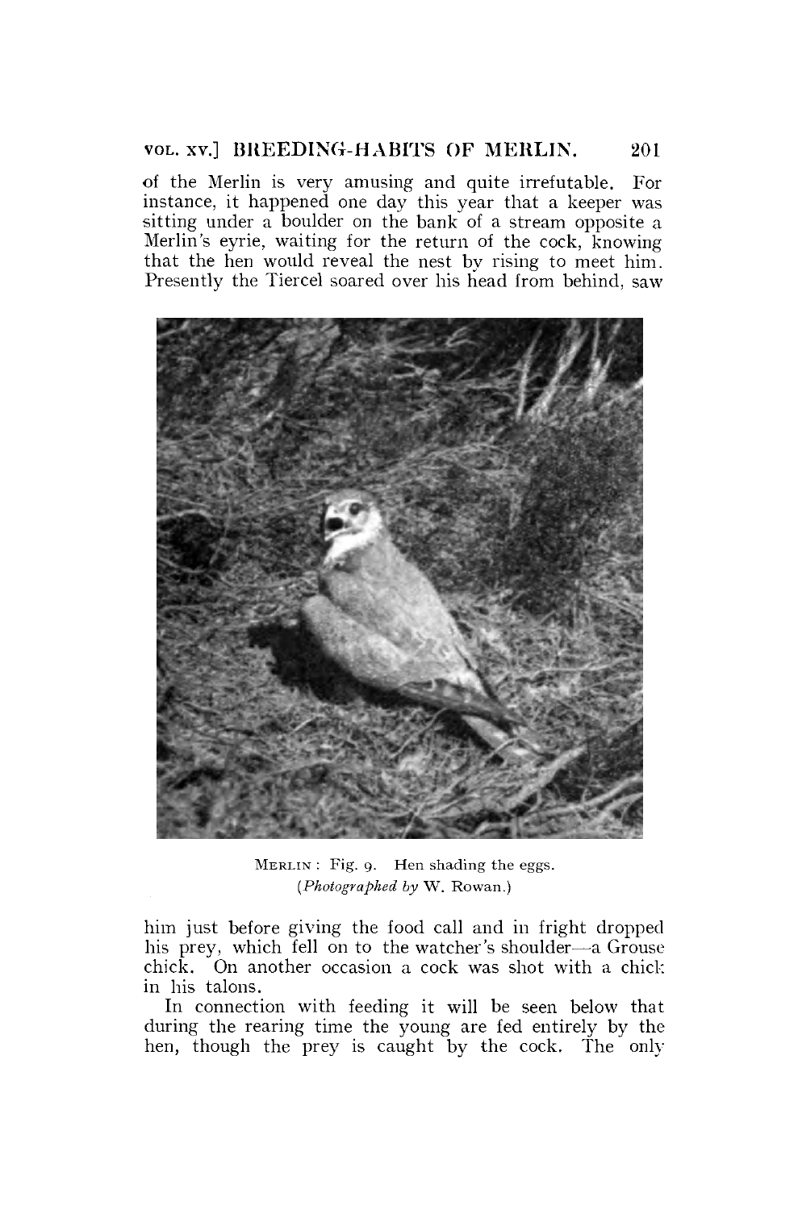of the Merlin is very amusing and quite irrefutable. For instance, it happened one day this year that a keeper was sitting under a boulder on the bank of a stream opposite a Merlin's eyrie, waiting for the return of the cock, knowing that the hen would reveal the nest by rising to meet him. Presently the Tiercel soared over his head from behind, saw

MERLIN: Fig. 9. Hen shading the eggs.
(*Photographed by* W. Rowan.)

him just before giving the food call and in fright dropped his prey, which fell on to the watcher's shoulder—a Grouse chick. On another occasion a cock was shot with a chick in his talons.

In connection with feeding it will be seen below that during the rearing time the young are fed entirely by the hen, though the prey is caught by the cock. The only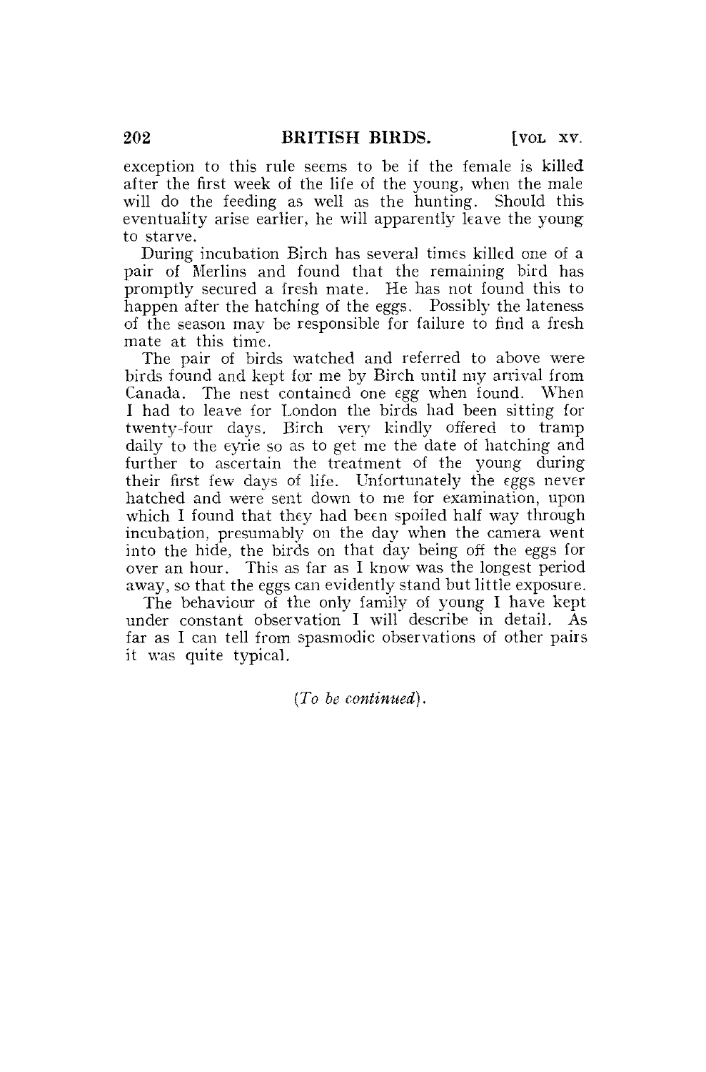exception to this rule seems to be if the female is killed after the first week of the life of the young, when the male will do the feeding as well as the hunting. Should this eventuality arise earlier, he will apparently leave the young to starve.

During incubation Birch has several times killed one of a pair of Merlins and found that the remaining bird has promptly secured a fresh mate. He has not found this to happen after the hatching of the eggs. Possibly the lateness of the season may be responsible for failure to find a fresh mate at this time.

The pair of birds watched and referred to above were birds found and kept for me by Birch until my arrival from Canada. The nest contained one egg when found. When I had to leave for London the birds had been sitting for twenty-four days. Birch very kindly offered to tramp daily to the eyrie so as to get me the date of hatching and further to ascertain the treatment of the young during their first few days of life. Unfortunately the eggs never hatched and were sent down to me for examination, upon which I found that they had been spoiled half way through incubation, presumably on the day when the camera went into the hide, the birds on that day being off the eggs for over an hour. This as far as I know was the longest period away, so that the eggs can evidently stand but little exposure.

The behaviour of the only family of young I have kept under constant observation I will describe in detail. As far as I can tell from spasmodic observations of other pairs it was quite typical.

*(To be continued).*